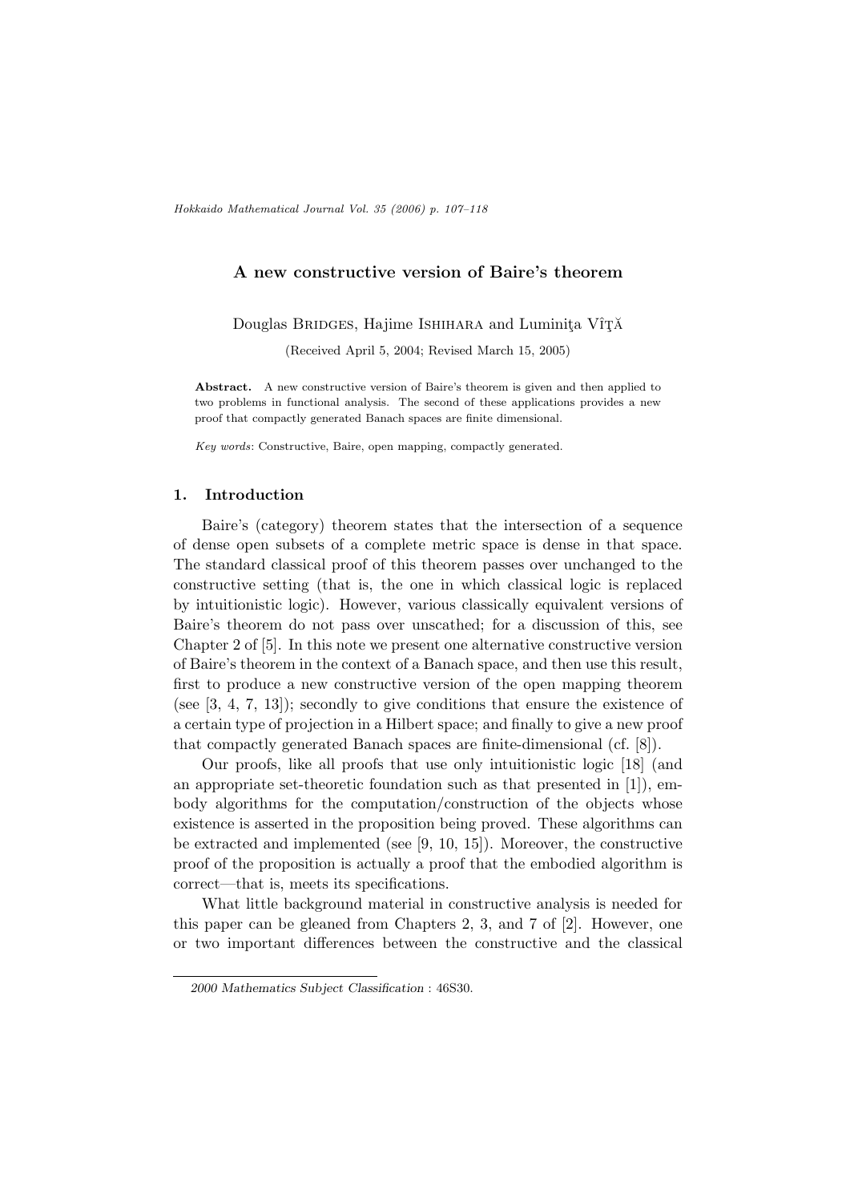# A new constructive version of Baire's theorem

Douglas BRIDGES, Hajime ISHIHARA and Luminiţa VÎŢĂ

(Received April 5, 2004; Revised March 15, 2005)

**Abstract.** A new constructive version of Baire's theorem is given and then applied to two problems in functional analysis. The second of these applications provides a new proof that compactly generated Banach spaces are finite dimensional.

*Key words*: Constructive, Baire, open mapping, compactly generated.

## 1. Introduction

Baire's (category) theorem states that the intersection of a sequence of dense open subsets of a complete metric space is dense in that space. The standard classical proof of this theorem passes over unchanged to the constructive setting (that is, the one in which classical logic is replaced by intuitionistic logic). However, various classically equivalent versions of Baire's theorem do not pass over unscathed; for a discussion of this, see Chapter 2 of [5]. In this note we present one alternative constructive version of Baire's theorem in the context of a Banach space, and then use this result, first to produce a new constructive version of the open mapping theorem (see [3, 4, 7, 13]); secondly to give conditions that ensure the existence of a certain type of projection in a Hilbert space; and finally to give a new proof that compactly generated Banach spaces are finite-dimensional (cf. [8]).

Our proofs, like all proofs that use only intuitionistic logic [18] (and an appropriate set-theoretic foundation such as that presented in [1]), embody algorithms for the computation/construction of the objects whose existence is asserted in the proposition being proved. These algorithms can be extracted and implemented (see [9, 10, 15]). Moreover, the constructive proof of the proposition is actually a proof that the embodied algorithm is correct—that is, meets its specifications.

What little background material in constructive analysis is needed for this paper can be gleaned from Chapters 2, 3, and 7 of [2]. However, one or two important differences between the constructive and the classical

---

*2000 Mathematics Subject Classification* : 46S30.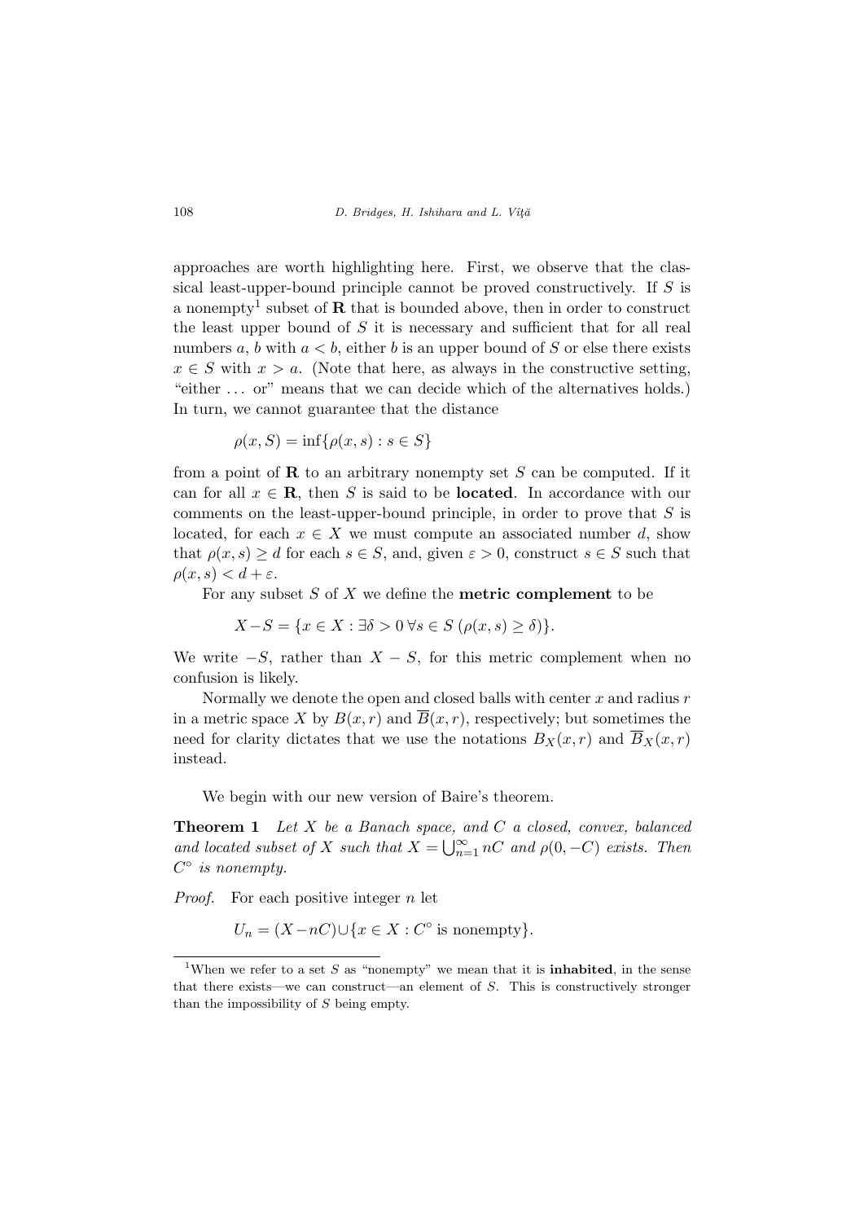approaches are worth highlighting here. First, we observe that the classical least-upper-bound principle cannot be proved constructively. If $S$ is a nonempty[1] subset of $\mathbf{R}$ that is bounded above, then in order to construct the least upper bound of $S$ it is necessary and sufficient that for all real numbers $a$, $b$ with $a < b$, either $b$ is an upper bound of $S$ or else there exists $x \in S$ with $x > a$. (Note that here, as always in the constructive setting, "either ... or" means that we can decide which of the alternatives holds.) In turn, we cannot guarantee that the distance

$$\rho(x, S) = \inf\{\rho(x, s) : s \in S\}$$

from a point of $\mathbf{R}$ to an arbitrary nonempty set $S$ can be computed. If it can for all $x \in \mathbf{R}$, then $S$ is said to be **located**. In accordance with our comments on the least-upper-bound principle, in order to prove that $S$ is located, for each $x \in X$ we must compute an associated number $d$, show that $\rho(x, s) \geq d$ for each $s \in S$, and, given $\varepsilon > 0$, construct $s \in S$ such that $\rho(x, s) < d + \varepsilon$.

For any subset $S$ of $X$ we define the **metric complement** to be

$$X - S = \{x \in X : \exists \delta > 0 \, \forall s \in S \, (\rho(x, s) \geq \delta)\}.$$

We write $-S$, rather than $X - S$, for this metric complement when no confusion is likely.

Normally we denote the open and closed balls with center $x$ and radius $r$ in a metric space $X$ by $B(x, r)$ and $\overline{B}(x, r)$, respectively; but sometimes the need for clarity dictates that we use the notations $B_X(x, r)$ and $\overline{B}_X(x, r)$ instead.

We begin with our new version of Baire's theorem.

**Theorem 1** *Let $X$ be a Banach space, and $C$ a closed, convex, balanced and located subset of $X$ such that $X = \bigcup_{n=1}^{\infty} nC$ and $\rho(0, -C)$ exists. Then $C^\circ$ is nonempty.*

*Proof.* For each positive integer $n$ let

$$U_n = (X - nC) \cup \{x \in X : C^\circ \text{ is nonempty}\}.$$

[1] When we refer to a set $S$ as "nonempty" we mean that it is **inhabited**, in the sense that there exists—we can construct—an element of $S$. This is constructively stronger than the impossibility of $S$ being empty.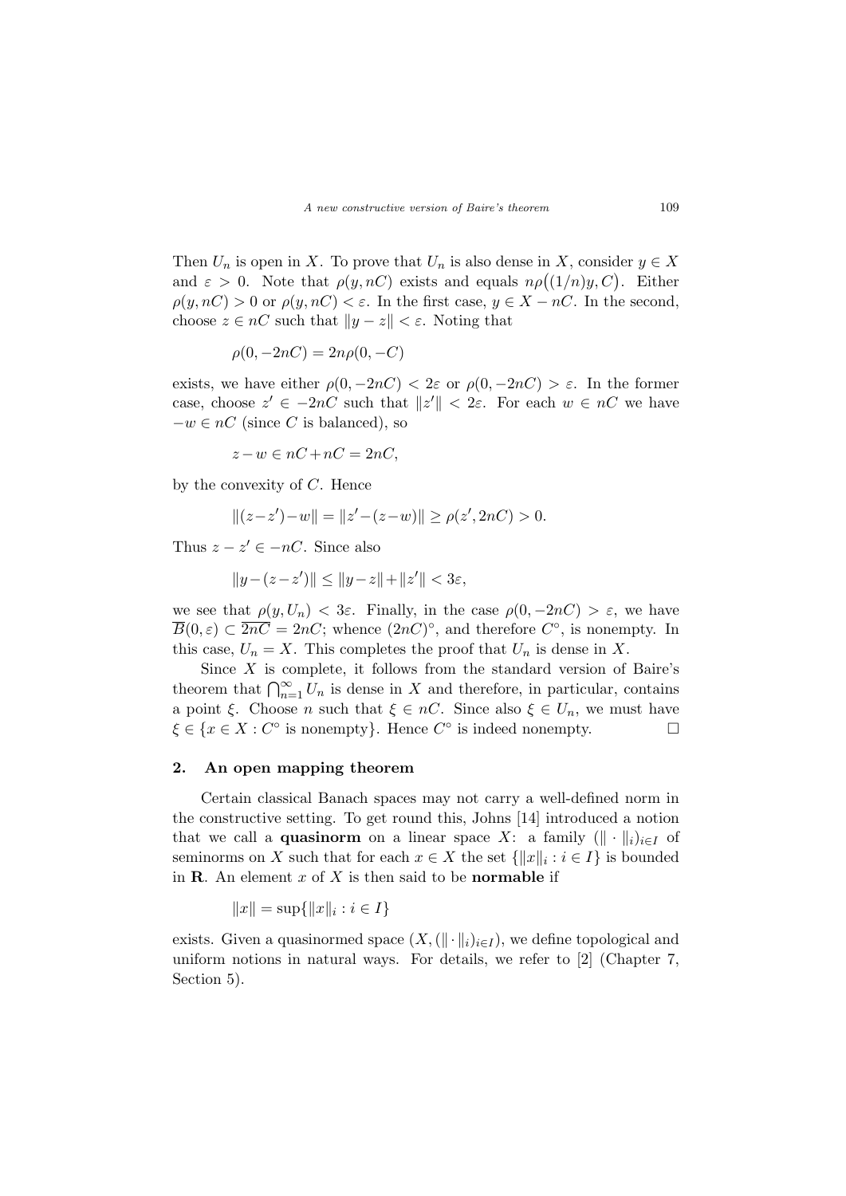Then $U_n$ is open in $X$. To prove that $U_n$ is also dense in $X$, consider $y \in X$ and $\varepsilon > 0$. Note that $\rho(y, nC)$ exists and equals $n\rho\big((1/n)y, C\big)$. Either $\rho(y, nC) > 0$ or $\rho(y, nC) < \varepsilon$. In the first case, $y \in X - nC$. In the second, choose $z \in nC$ such that $\|y - z\| < \varepsilon$. Noting that

$$\rho(0, -2nC) = 2n\rho(0, -C)$$

exists, we have either $\rho(0, -2nC) < 2\varepsilon$ or $\rho(0, -2nC) > \varepsilon$. In the former case, choose $z' \in -2nC$ such that $\|z'\| < 2\varepsilon$. For each $w \in nC$ we have $-w \in nC$ (since $C$ is balanced), so

$$z - w \in nC + nC = 2nC,$$

by the convexity of $C$. Hence

$$\|(z - z') - w\| = \|z' - (z - w)\| \geq \rho(z', 2nC) > 0.$$

Thus $z - z' \in -nC$. Since also

$$\|y - (z - z')\| \leq \|y - z\| + \|z'\| < 3\varepsilon,$$

we see that $\rho(y, U_n) < 3\varepsilon$. Finally, in the case $\rho(0, -2nC) > \varepsilon$, we have $\overline{B}(0, \varepsilon) \subset \overline{2nC} = 2nC$; whence $(2nC)^\circ$, and therefore $C^\circ$, is nonempty. In this case, $U_n = X$. This completes the proof that $U_n$ is dense in $X$.

Since $X$ is complete, it follows from the standard version of Baire's theorem that $\bigcap_{n=1}^{\infty} U_n$ is dense in $X$ and therefore, in particular, contains a point $\xi$. Choose $n$ such that $\xi \in nC$. Since also $\xi \in U_n$, we must have $\xi \in \{x \in X : C^\circ \text{ is nonempty}\}$. Hence $C^\circ$ is indeed nonempty. $\square$

## 2. An open mapping theorem

Certain classical Banach spaces may not carry a well-defined norm in the constructive setting. To get round this, Johns [14] introduced a notion that we call a **quasinorm** on a linear space $X$: a family $(\|\cdot\|_i)_{i \in I}$ of seminorms on $X$ such that for each $x \in X$ the set $\{\|x\|_i : i \in I\}$ is bounded in $\mathbf{R}$. An element $x$ of $X$ is then said to be **normable** if

$$\|x\| = \sup\{\|x\|_i : i \in I\}$$

exists. Given a quasinormed space $(X, (\|\cdot\|_i)_{i \in I})$, we define topological and uniform notions in natural ways. For details, we refer to [2] (Chapter 7, Section 5).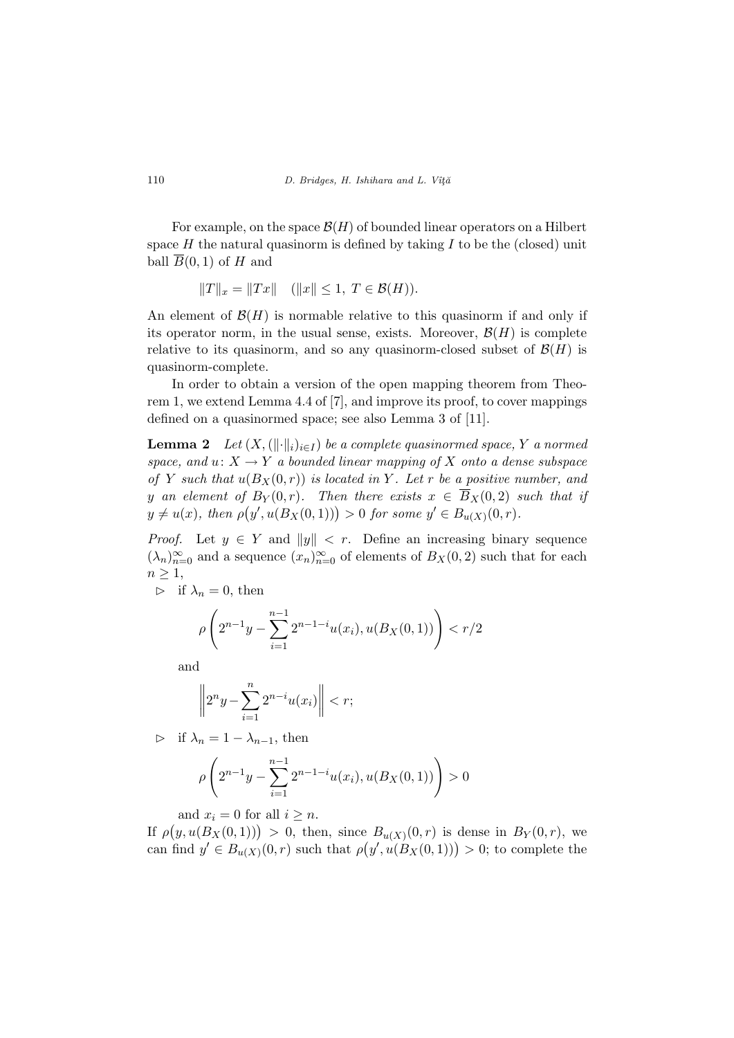For example, on the space $\mathcal{B}(H)$ of bounded linear operators on a Hilbert space $H$ the natural quasinorm is defined by taking $I$ to be the (closed) unit ball $\overline{B}(0,1)$ of $H$ and

$$\|T\|_x = \|Tx\| \quad (\|x\| \leq 1,\ T \in \mathcal{B}(H)).$$

An element of $\mathcal{B}(H)$ is normable relative to this quasinorm if and only if its operator norm, in the usual sense, exists. Moreover, $\mathcal{B}(H)$ is complete relative to its quasinorm, and so any quasinorm-closed subset of $\mathcal{B}(H)$ is quasinorm-complete.

In order to obtain a version of the open mapping theorem from Theorem 1, we extend Lemma 4.4 of [7], and improve its proof, to cover mappings defined on a quasinormed space; see also Lemma 3 of [11].

**Lemma 2** *Let $(X, (\|\cdot\|_i)_{i\in I})$ be a complete quasinormed space, $Y$ a normed space, and $u\colon X \to Y$ a bounded linear mapping of $X$ onto a dense subspace of $Y$ such that $u(B_X(0,r))$ is located in $Y$. Let $r$ be a positive number, and $y$ an element of $B_Y(0,r)$. Then there exists $x \in \overline{B}_X(0,2)$ such that if $y \neq u(x)$, then $\rho\big(y', u(B_X(0,1))\big) > 0$ for some $y' \in B_{u(X)}(0,r)$.*

*Proof.* Let $y \in Y$ and $\|y\| < r$. Define an increasing binary sequence $(\lambda_n)_{n=0}^{\infty}$ and a sequence $(x_n)_{n=0}^{\infty}$ of elements of $B_X(0,2)$ such that for each $n \geq 1$,

▷ if $\lambda_n = 0$, then

$$\rho\left(2^{n-1}y - \sum_{i=1}^{n-1} 2^{n-1-i}u(x_i), u(B_X(0,1))\right) < r/2$$

and

$$\left\| 2^n y - \sum_{i=1}^{n} 2^{n-i}u(x_i) \right\| < r;$$

▷ if $\lambda_n = 1 - \lambda_{n-1}$, then

$$\rho\left(2^{n-1}y - \sum_{i=1}^{n-1} 2^{n-1-i}u(x_i), u(B_X(0,1))\right) > 0$$

and $x_i = 0$ for all $i \geq n$.

If $\rho\big(y, u(B_X(0,1))\big) > 0$, then, since $B_{u(X)}(0,r)$ is dense in $B_Y(0,r)$, we can find $y' \in B_{u(X)}(0,r)$ such that $\rho\big(y', u(B_X(0,1))\big) > 0$; to complete the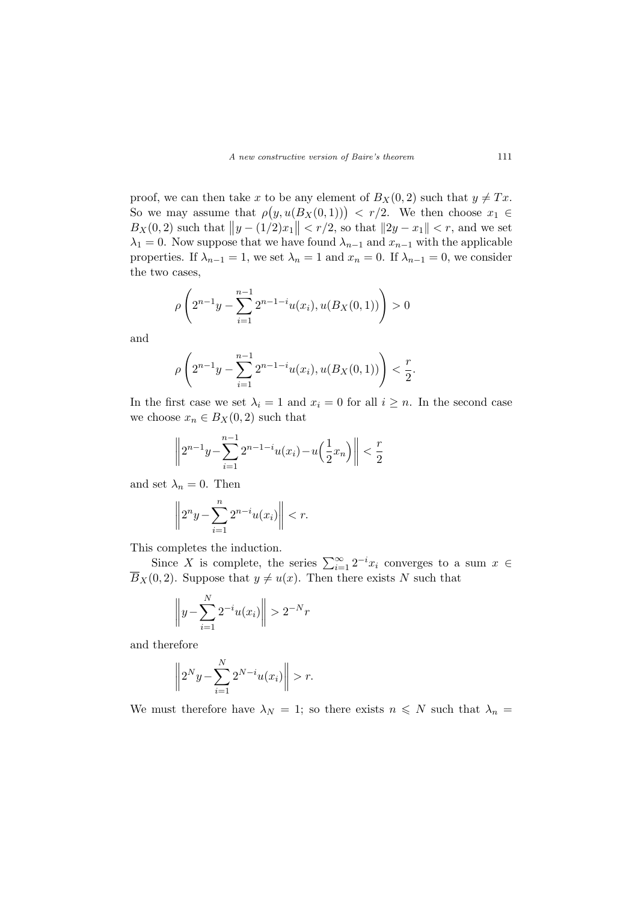proof, we can then take $x$ to be any element of $B_X(0,2)$ such that $y \neq Tx$. So we may assume that $\rho\big(y, u(B_X(0,1))\big) < r/2$. We then choose $x_1 \in B_X(0,2)$ such that $\big\|y - (1/2)x_1\big\| < r/2$, so that $\|2y - x_1\| < r$, and we set $\lambda_1 = 0$. Now suppose that we have found $\lambda_{n-1}$ and $x_{n-1}$ with the applicable properties. If $\lambda_{n-1} = 1$, we set $\lambda_n = 1$ and $x_n = 0$. If $\lambda_{n-1} = 0$, we consider the two cases,

$$\rho\left(2^{n-1}y - \sum_{i=1}^{n-1} 2^{n-1-i}u(x_i), u(B_X(0,1))\right) > 0$$

and

$$\rho\left(2^{n-1}y - \sum_{i=1}^{n-1} 2^{n-1-i}u(x_i), u(B_X(0,1))\right) < \frac{r}{2}.$$

In the first case we set $\lambda_i = 1$ and $x_i = 0$ for all $i \geq n$. In the second case we choose $x_n \in B_X(0,2)$ such that

$$\left\|2^{n-1}y - \sum_{i=1}^{n-1} 2^{n-1-i}u(x_i) - u\Big(\frac{1}{2}x_n\Big)\right\| < \frac{r}{2}$$

and set $\lambda_n = 0$. Then

$$\left\|2^n y - \sum_{i=1}^{n} 2^{n-i}u(x_i)\right\| < r.$$

This completes the induction.

Since $X$ is complete, the series $\sum_{i=1}^{\infty} 2^{-i}x_i$ converges to a sum $x \in \overline{B}_X(0,2)$. Suppose that $y \neq u(x)$. Then there exists $N$ such that

$$\left\|y - \sum_{i=1}^{N} 2^{-i}u(x_i)\right\| > 2^{-N}r$$

and therefore

$$\left\|2^N y - \sum_{i=1}^{N} 2^{N-i}u(x_i)\right\| > r.$$

We must therefore have $\lambda_N = 1$; so there exists $n \leqslant N$ such that $\lambda_n =$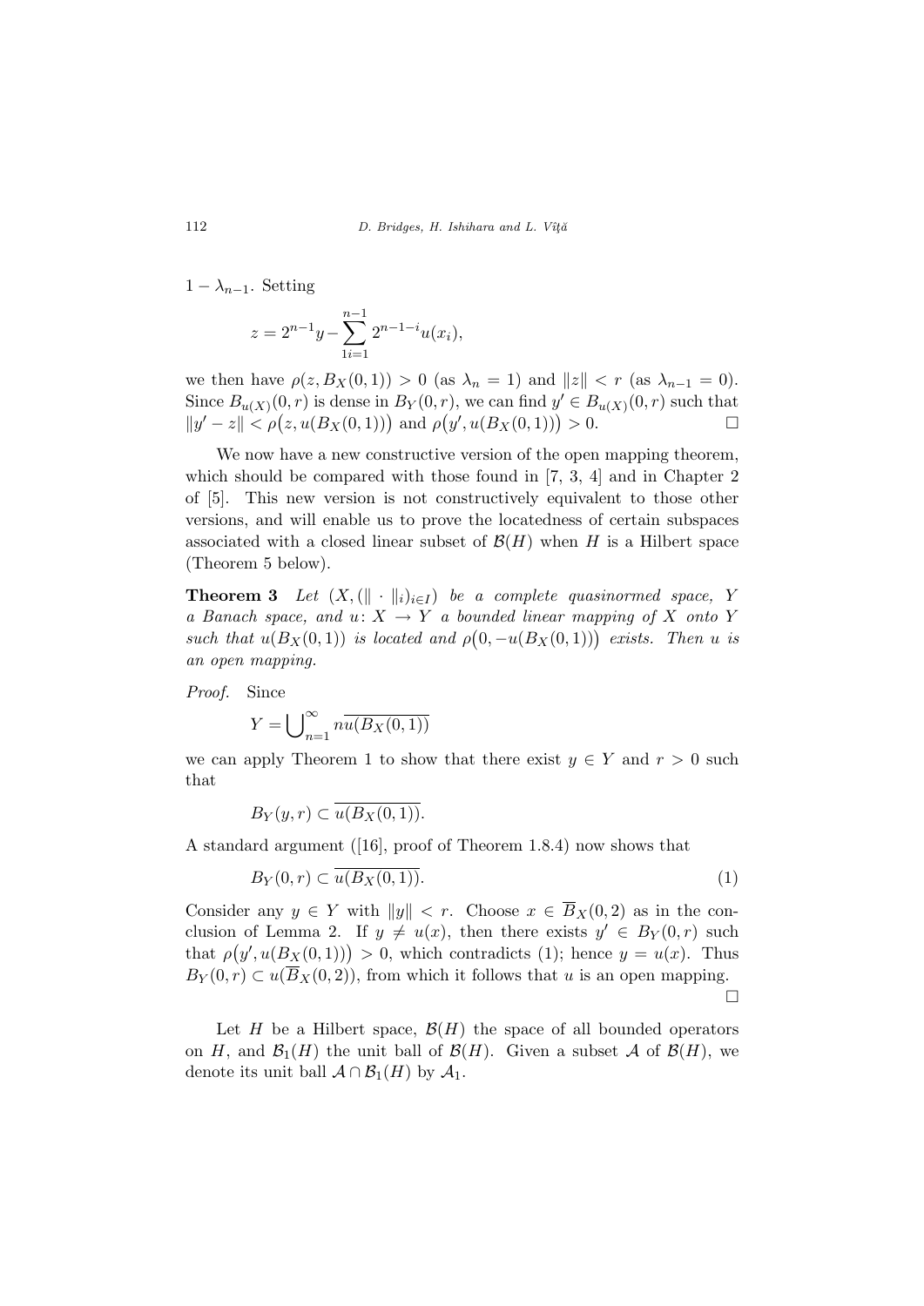$1 - \lambda_{n-1}$. Setting

$$z = 2^{n-1}y - \sum_{1i=1}^{n-1} 2^{n-1-i}u(x_i),$$

we then have $\rho(z, B_X(0,1)) > 0$ (as $\lambda_n = 1$) and $\|z\| < r$ (as $\lambda_{n-1} = 0$). Since $B_{u(X)}(0,r)$ is dense in $B_Y(0,r)$, we can find $y' \in B_{u(X)}(0,r)$ such that $\|y' - z\| < \rho\big(z, u(B_X(0,1))\big)$ and $\rho\big(y', u(B_X(0,1))\big) > 0$. □

We now have a new constructive version of the open mapping theorem, which should be compared with those found in [7, 3, 4] and in Chapter 2 of [5]. This new version is not constructively equivalent to those other versions, and will enable us to prove the locatedness of certain subspaces associated with a closed linear subset of $\mathcal{B}(H)$ when $H$ is a Hilbert space (Theorem 5 below).

**Theorem 3** *Let $(X, (\|\cdot\|_i)_{i\in I})$ be a complete quasinormed space, $Y$ a Banach space, and $u\colon X \to Y$ a bounded linear mapping of $X$ onto $Y$ such that $u(B_X(0,1))$ is located and $\rho\big(0, -u(B_X(0,1))\big)$ exists. Then $u$ is an open mapping.*

*Proof.* Since

$$Y = \bigcup_{n=1}^{\infty} n\overline{u(B_X(0,1))}$$

we can apply Theorem 1 to show that there exist $y \in Y$ and $r > 0$ such that

$$B_Y(y,r) \subset \overline{u(B_X(0,1))}.$$

A standard argument ([16], proof of Theorem 1.8.4) now shows that

$$B_Y(0,r) \subset \overline{u(B_X(0,1))}. \tag{1}$$

Consider any $y \in Y$ with $\|y\| < r$. Choose $x \in \overline{B}_X(0,2)$ as in the conclusion of Lemma 2. If $y \neq u(x)$, then there exists $y' \in B_Y(0,r)$ such that $\rho\big(y', u(B_X(0,1))\big) > 0$, which contradicts (1); hence $y = u(x)$. Thus $B_Y(0,r) \subset u(\overline{B}_X(0,2))$, from which it follows that $u$ is an open mapping. □

Let $H$ be a Hilbert space, $\mathcal{B}(H)$ the space of all bounded operators on $H$, and $\mathcal{B}_1(H)$ the unit ball of $\mathcal{B}(H)$. Given a subset $\mathcal{A}$ of $\mathcal{B}(H)$, we denote its unit ball $\mathcal{A} \cap \mathcal{B}_1(H)$ by $\mathcal{A}_1$.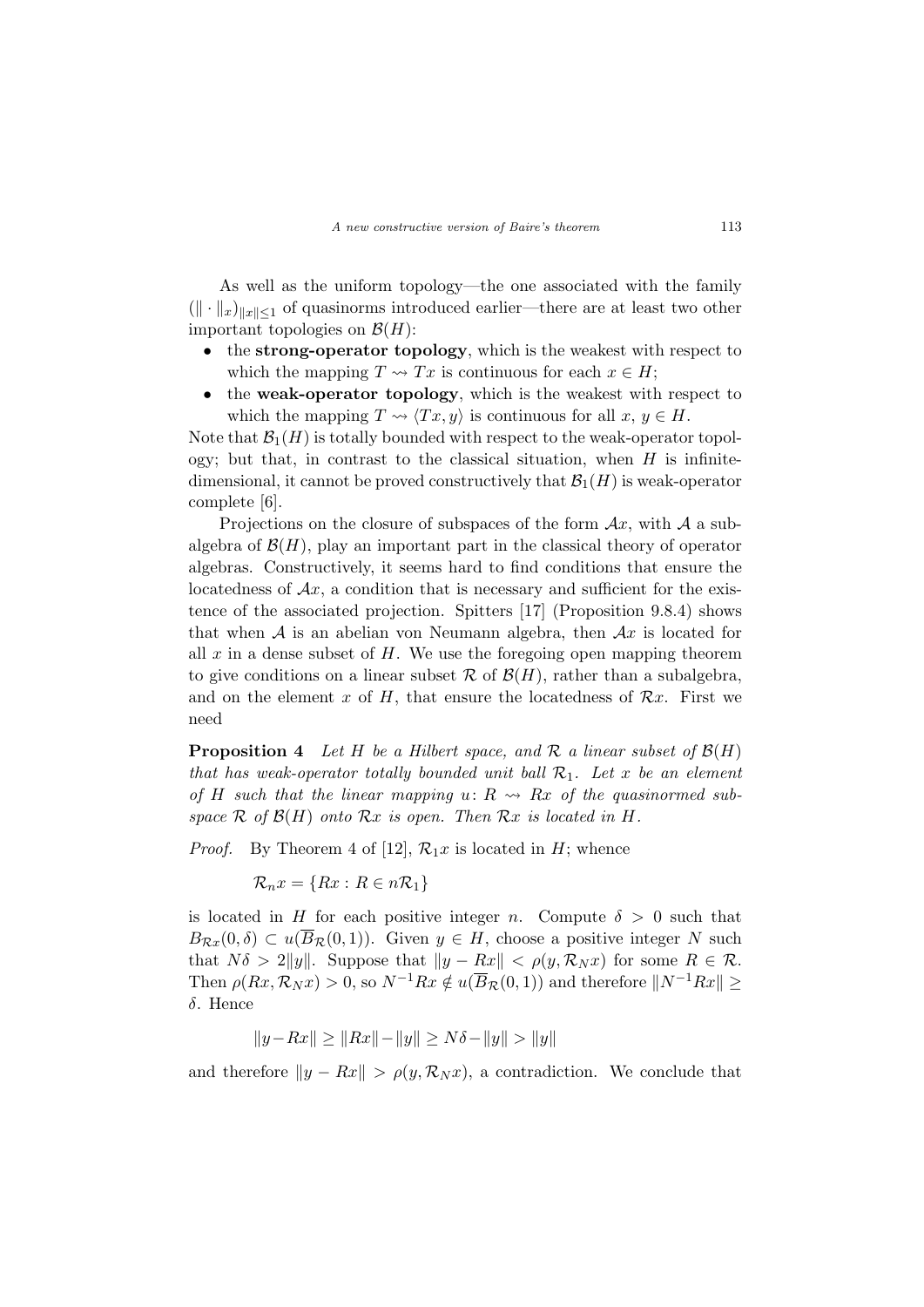As well as the uniform topology—the one associated with the family $(\|\cdot\|_x)_{\|x\|\leq 1}$ of quasinorms introduced earlier—there are at least two other important topologies on $\mathcal{B}(H)$:

- the **strong-operator topology**, which is the weakest with respect to which the mapping $T \rightsquigarrow Tx$ is continuous for each $x \in H$;
- the **weak-operator topology**, which is the weakest with respect to which the mapping $T \rightsquigarrow \langle Tx, y\rangle$ is continuous for all $x, y \in H$.

Note that $\mathcal{B}_1(H)$ is totally bounded with respect to the weak-operator topology; but that, in contrast to the classical situation, when $H$ is infinite-dimensional, it cannot be proved constructively that $\mathcal{B}_1(H)$ is weak-operator complete [6].

Projections on the closure of subspaces of the form $\mathcal{A}x$, with $\mathcal{A}$ a subalgebra of $\mathcal{B}(H)$, play an important part in the classical theory of operator algebras. Constructively, it seems hard to find conditions that ensure the locatedness of $\mathcal{A}x$, a condition that is necessary and sufficient for the existence of the associated projection. Spitters [17] (Proposition 9.8.4) shows that when $\mathcal{A}$ is an abelian von Neumann algebra, then $\mathcal{A}x$ is located for all $x$ in a dense subset of $H$. We use the foregoing open mapping theorem to give conditions on a linear subset $\mathcal{R}$ of $\mathcal{B}(H)$, rather than a subalgebra, and on the element $x$ of $H$, that ensure the locatedness of $\mathcal{R}x$. First we need

**Proposition 4** *Let $H$ be a Hilbert space, and $\mathcal{R}$ a linear subset of $\mathcal{B}(H)$ that has weak-operator totally bounded unit ball $\mathcal{R}_1$. Let $x$ be an element of $H$ such that the linear mapping $u\colon R \rightsquigarrow Rx$ of the quasinormed subspace $\mathcal{R}$ of $\mathcal{B}(H)$ onto $\mathcal{R}x$ is open. Then $\mathcal{R}x$ is located in $H$.*

*Proof.* By Theorem 4 of [12], $\mathcal{R}_1 x$ is located in $H$; whence

$$\mathcal{R}_n x = \{Rx : R \in n\mathcal{R}_1\}$$

is located in $H$ for each positive integer $n$. Compute $\delta > 0$ such that $B_{\mathcal{R}x}(0, \delta) \subset u(\overline{B}_{\mathcal{R}}(0, 1))$. Given $y \in H$, choose a positive integer $N$ such that $N\delta > 2\|y\|$. Suppose that $\|y - Rx\| < \rho(y, \mathcal{R}_N x)$ for some $R \in \mathcal{R}$. Then $\rho(Rx, \mathcal{R}_N x) > 0$, so $N^{-1}Rx \notin u(\overline{B}_{\mathcal{R}}(0, 1))$ and therefore $\|N^{-1}Rx\| \geq \delta$. Hence

$$\|y - Rx\| \geq \|Rx\| - \|y\| \geq N\delta - \|y\| > \|y\|$$

and therefore $\|y - Rx\| > \rho(y, \mathcal{R}_N x)$, a contradiction. We conclude that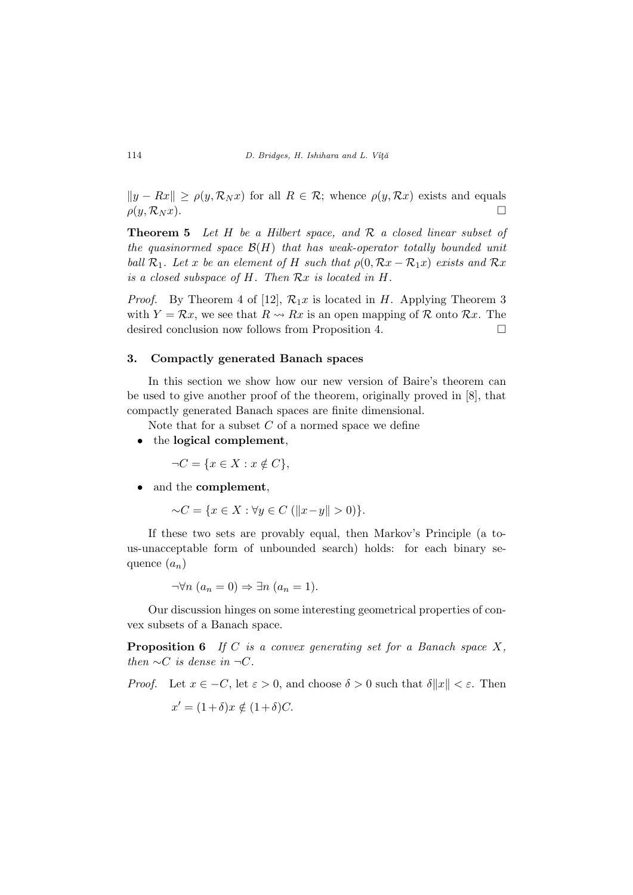$\|y - Rx\| \geq \rho(y, \mathcal{R}_N x)$ for all $R \in \mathcal{R}$; whence $\rho(y, \mathcal{R}x)$ exists and equals $\rho(y, \mathcal{R}_N x)$. $\square$

**Theorem 5** *Let $H$ be a Hilbert space, and $\mathcal{R}$ a closed linear subset of the quasinormed space $\mathcal{B}(H)$ that has weak-operator totally bounded unit ball $\mathcal{R}_1$. Let $x$ be an element of $H$ such that $\rho(0, \mathcal{R}x - \mathcal{R}_1 x)$ exists and $\mathcal{R}x$ is a closed subspace of $H$. Then $\mathcal{R}x$ is located in $H$.*

*Proof.* By Theorem 4 of [12], $\mathcal{R}_1 x$ is located in $H$. Applying Theorem 3 with $Y = \mathcal{R}x$, we see that $R \rightsquigarrow Rx$ is an open mapping of $\mathcal{R}$ onto $\mathcal{R}x$. The desired conclusion now follows from Proposition 4. $\square$

## 3. Compactly generated Banach spaces

In this section we show how our new version of Baire's theorem can be used to give another proof of the theorem, originally proved in [8], that compactly generated Banach spaces are finite dimensional.

Note that for a subset $C$ of a normed space we define

- the **logical complement**,

  $\neg C = \{x \in X : x \notin C\}$,

- and the **complement**,

  $\sim C = \{x \in X : \forall y \in C \ (\|x - y\| > 0)\}$.

If these two sets are provably equal, then Markov's Principle (a to-us-unacceptable form of unbounded search) holds: for each binary sequence $(a_n)$

$$\neg \forall n \ (a_n = 0) \Rightarrow \exists n \ (a_n = 1).$$

Our discussion hinges on some interesting geometrical properties of convex subsets of a Banach space.

**Proposition 6** *If $C$ is a convex generating set for a Banach space $X$, then $\sim C$ is dense in $\neg C$.*

*Proof.* Let $x \in -C$, let $\varepsilon > 0$, and choose $\delta > 0$ such that $\delta \|x\| < \varepsilon$. Then

$$x' = (1 + \delta)x \notin (1 + \delta)C.$$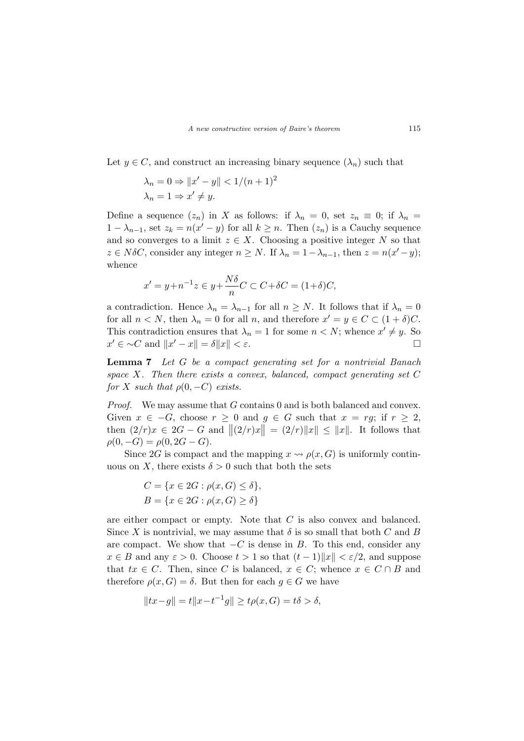Let $y \in C$, and construct an increasing binary sequence $(\lambda_n)$ such that

$$\lambda_n = 0 \Rightarrow \|x' - y\| < 1/(n+1)^2$$
$$\lambda_n = 1 \Rightarrow x' \neq y.$$

Define a sequence $(z_n)$ in $X$ as follows: if $\lambda_n = 0$, set $z_n \equiv 0$; if $\lambda_n = 1 - \lambda_{n-1}$, set $z_k = n(x' - y)$ for all $k \geq n$. Then $(z_n)$ is a Cauchy sequence and so converges to a limit $z \in X$. Choosing a positive integer $N$ so that $z \in N\delta C$, consider any integer $n \geq N$. If $\lambda_n = 1 - \lambda_{n-1}$, then $z = n(x' - y)$; whence

$$x' = y + n^{-1}z \in y + \frac{N\delta}{n}C \subset C + \delta C = (1+\delta)C,$$

a contradiction. Hence $\lambda_n = \lambda_{n-1}$ for all $n \geq N$. It follows that if $\lambda_n = 0$ for all $n < N$, then $\lambda_n = 0$ for all $n$, and therefore $x' = y \in C \subset (1+\delta)C$. This contradiction ensures that $\lambda_n = 1$ for some $n < N$; whence $x' \neq y$. So $x' \in {\sim}C$ and $\|x' - x\| = \delta\|x\| < \varepsilon$. □

**Lemma 7** *Let $G$ be a compact generating set for a nontrivial Banach space $X$. Then there exists a convex, balanced, compact generating set $C$ for $X$ such that $\rho(0, -C)$ exists.*

*Proof.* We may assume that $G$ contains 0 and is both balanced and convex. Given $x \in -G$, choose $r \geq 0$ and $g \in G$ such that $x = rg$; if $r \geq 2$, then $(2/r)x \in 2G - G$ and $\|(2/r)x\| = (2/r)\|x\| \leq \|x\|$. It follows that $\rho(0, -G) = \rho(0, 2G - G)$.

Since $2G$ is compact and the mapping $x \rightsquigarrow \rho(x, G)$ is uniformly continuous on $X$, there exists $\delta > 0$ such that both the sets

$$C = \{x \in 2G : \rho(x, G) \leq \delta\},$$
$$B = \{x \in 2G : \rho(x, G) \geq \delta\}$$

are either compact or empty. Note that $C$ is also convex and balanced. Since $X$ is nontrivial, we may assume that $\delta$ is so small that both $C$ and $B$ are compact. We show that $-C$ is dense in $B$. To this end, consider any $x \in B$ and any $\varepsilon > 0$. Choose $t > 1$ so that $(t-1)\|x\| < \varepsilon/2$, and suppose that $tx \in C$. Then, since $C$ is balanced, $x \in C$; whence $x \in C \cap B$ and therefore $\rho(x, G) = \delta$. But then for each $g \in G$ we have

$$\|tx - g\| = t\|x - t^{-1}g\| \geq t\rho(x, G) = t\delta > \delta,$$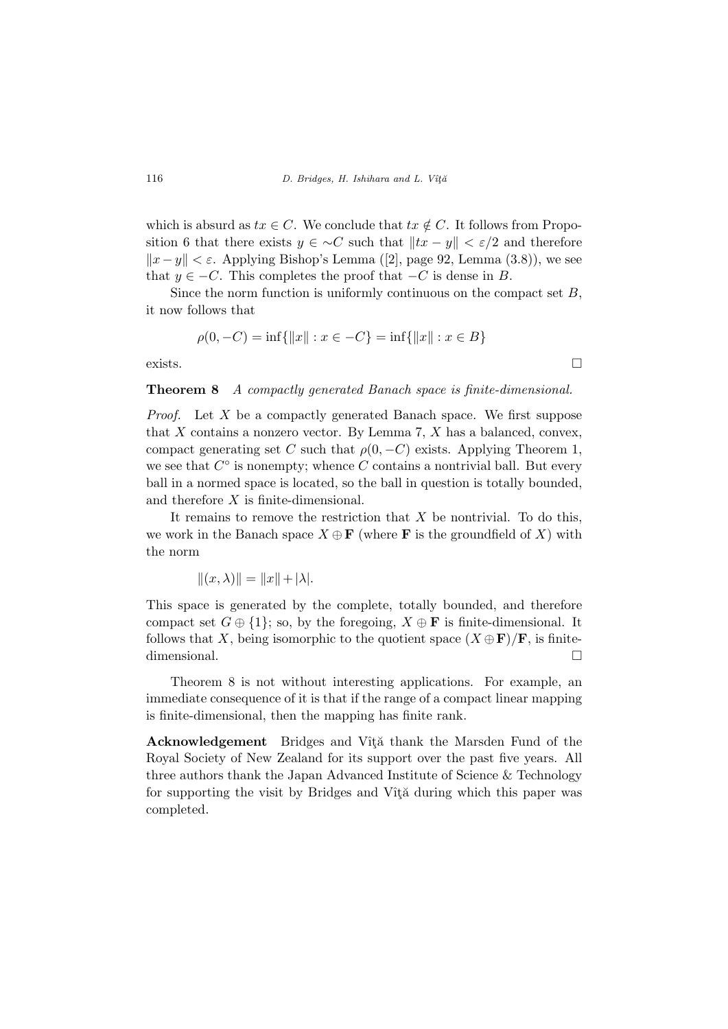which is absurd as $tx \in C$. We conclude that $tx \notin C$. It follows from Proposition 6 that there exists $y \in {\sim}C$ such that $\|tx - y\| < \varepsilon/2$ and therefore $\|x - y\| < \varepsilon$. Applying Bishop's Lemma ([2], page 92, Lemma (3.8)), we see that $y \in -C$. This completes the proof that $-C$ is dense in $B$.

Since the norm function is uniformly continuous on the compact set $B$, it now follows that

$$\rho(0, -C) = \inf\{\|x\| : x \in -C\} = \inf\{\|x\| : x \in B\}$$

exists. □

**Theorem 8** *A compactly generated Banach space is finite-dimensional.*

*Proof.* Let $X$ be a compactly generated Banach space. We first suppose that $X$ contains a nonzero vector. By Lemma 7, $X$ has a balanced, convex, compact generating set $C$ such that $\rho(0, -C)$ exists. Applying Theorem 1, we see that $C^\circ$ is nonempty; whence $C$ contains a nontrivial ball. But every ball in a normed space is located, so the ball in question is totally bounded, and therefore $X$ is finite-dimensional.

It remains to remove the restriction that $X$ be nontrivial. To do this, we work in the Banach space $X \oplus \mathbf{F}$ (where $\mathbf{F}$ is the groundfield of $X$) with the norm

$$\|(x, \lambda)\| = \|x\| + |\lambda|.$$

This space is generated by the complete, totally bounded, and therefore compact set $G \oplus \{1\}$; so, by the foregoing, $X \oplus \mathbf{F}$ is finite-dimensional. It follows that $X$, being isomorphic to the quotient space $(X \oplus \mathbf{F})/\mathbf{F}$, is finite-dimensional. □

Theorem 8 is not without interesting applications. For example, an immediate consequence of it is that if the range of a compact linear mapping is finite-dimensional, then the mapping has finite rank.

**Acknowledgement** Bridges and Vîţă thank the Marsden Fund of the Royal Society of New Zealand for its support over the past five years. All three authors thank the Japan Advanced Institute of Science & Technology for supporting the visit by Bridges and Vîţă during which this paper was completed.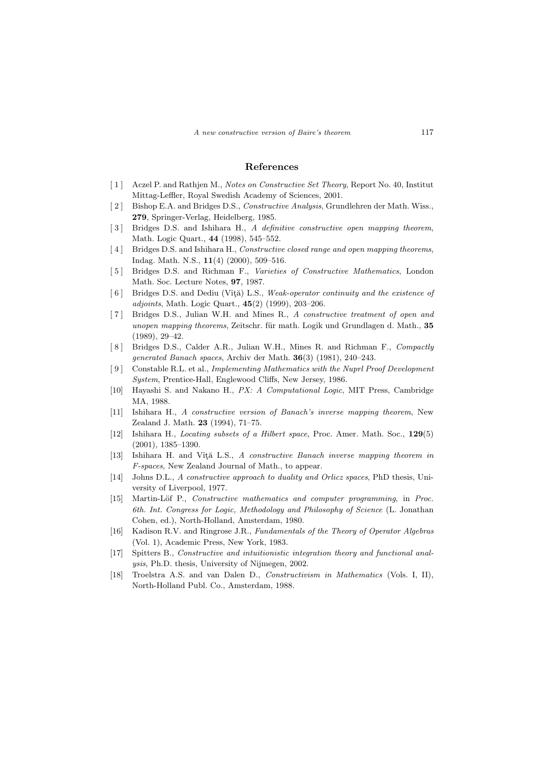## References

[ 1 ] Aczel P. and Rathjen M., *Notes on Constructive Set Theory*, Report No. 40, Institut Mittag-Leffler, Royal Swedish Academy of Sciences, 2001.

[ 2 ] Bishop E.A. and Bridges D.S., *Constructive Analysis*, Grundlehren der Math. Wiss., **279**, Springer-Verlag, Heidelberg, 1985.

[ 3 ] Bridges D.S. and Ishihara H., *A definitive constructive open mapping theorem*, Math. Logic Quart., **44** (1998), 545–552.

[ 4 ] Bridges D.S. and Ishihara H., *Constructive closed range and open mapping theorems*, Indag. Math. N.S., **11**(4) (2000), 509–516.

[ 5 ] Bridges D.S. and Richman F., *Varieties of Constructive Mathematics*, London Math. Soc. Lecture Notes, **97**, 1987.

[ 6 ] Bridges D.S. and Dediu (Vîţă) L.S., *Weak-operator continuity and the existence of adjoints*, Math. Logic Quart., **45**(2) (1999), 203–206.

[ 7 ] Bridges D.S., Julian W.H. and Mines R., *A constructive treatment of open and unopen mapping theorems*, Zeitschr. für math. Logik und Grundlagen d. Math., **35** (1989), 29–42.

[ 8 ] Bridges D.S., Calder A.R., Julian W.H., Mines R. and Richman F., *Compactly generated Banach spaces*, Archiv der Math. **36**(3) (1981), 240–243.

[ 9 ] Constable R.L. et al., *Implementing Mathematics with the Nuprl Proof Development System*, Prentice-Hall, Englewood Cliffs, New Jersey, 1986.

[10] Hayashi S. and Nakano H., *PX: A Computational Logic*, MIT Press, Cambridge MA, 1988.

[11] Ishihara H., *A constructive version of Banach's inverse mapping theorem*, New Zealand J. Math. **23** (1994), 71–75.

[12] Ishihara H., *Locating subsets of a Hilbert space*, Proc. Amer. Math. Soc., **129**(5) (2001), 1385–1390.

[13] Ishihara H. and Vîţă L.S., *A constructive Banach inverse mapping theorem in F-spaces*, New Zealand Journal of Math., to appear.

[14] Johns D.L., *A constructive approach to duality and Orlicz spaces*, PhD thesis, University of Liverpool, 1977.

[15] Martin-Löf P., *Constructive mathematics and computer programming*, in *Proc. 6th. Int. Congress for Logic, Methodology and Philosophy of Science* (L. Jonathan Cohen, ed.), North-Holland, Amsterdam, 1980.

[16] Kadison R.V. and Ringrose J.R., *Fundamentals of the Theory of Operator Algebras* (Vol. 1), Academic Press, New York, 1983.

[17] Spitters B., *Constructive and intuitionistic integration theory and functional analysis*, Ph.D. thesis, University of Nijmegen, 2002.

[18] Troelstra A.S. and van Dalen D., *Constructivism in Mathematics* (Vols. I, II), North-Holland Publ. Co., Amsterdam, 1988.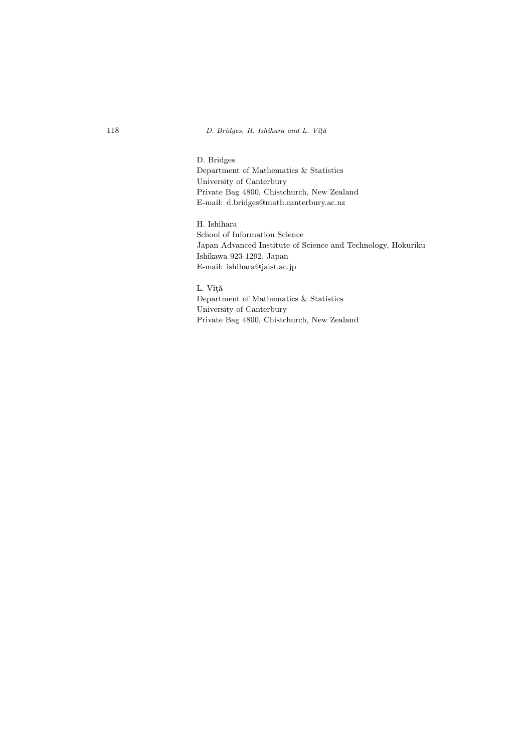D. Bridges
Department of Mathematics & Statistics
University of Canterbury
Private Bag 4800, Chistchurch, New Zealand
E-mail: d.bridges@math.canterbury.ac.nz

H. Ishihara
School of Information Science
Japan Advanced Institute of Science and Technology, Hokuriku
Ishikawa 923-1292, Japan
E-mail: ishihara@jaist.ac.jp

L. Vîţă
Department of Mathematics & Statistics
University of Canterbury
Private Bag 4800, Chistchurch, New Zealand